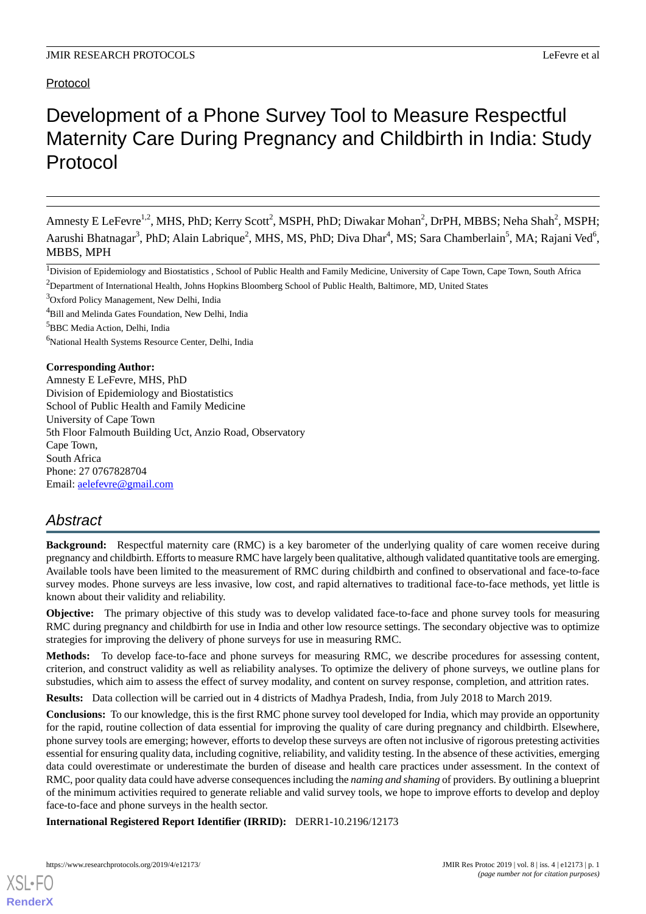Protocol

# Development of a Phone Survey Tool to Measure Respectful Maternity Care During Pregnancy and Childbirth in India: Study Protocol

Amnesty E LeFevre[1,2], MHS, PhD; Kerry Scott[2], MSPH, PhD; Diwakar Mohan[2], DrPH, MBBS; Neha Shah[2], MSPH; Aarushi Bhatnagar[3], PhD; Alain Labrique[2], MHS, MS, PhD; Diva Dhar[4], MS; Sara Chamberlain[5], MA; Rajani Ved[6], MBBS, MPH

[1]Division of Epidemiology and Biostatistics , School of Public Health and Family Medicine, University of Cape Town, Cape Town, South Africa

[2]Department of International Health, Johns Hopkins Bloomberg School of Public Health, Baltimore, MD, United States

[3]Oxford Policy Management, New Delhi, India

[4]Bill and Melinda Gates Foundation, New Delhi, India

[5]BBC Media Action, Delhi, India

[6]National Health Systems Resource Center, Delhi, India

**Corresponding Author:**
Amnesty E LeFevre, MHS, PhD
Division of Epidemiology and Biostatistics
School of Public Health and Family Medicine
University of Cape Town
5th Floor Falmouth Building Uct, Anzio Road, Observatory
Cape Town,
South Africa
Phone: 27 0767828704
Email: aelefevre@gmail.com

## Abstract

**Background:** Respectful maternity care (RMC) is a key barometer of the underlying quality of care women receive during pregnancy and childbirth. Efforts to measure RMC have largely been qualitative, although validated quantitative tools are emerging. Available tools have been limited to the measurement of RMC during childbirth and confined to observational and face-to-face survey modes. Phone surveys are less invasive, low cost, and rapid alternatives to traditional face-to-face methods, yet little is known about their validity and reliability.

**Objective:** The primary objective of this study was to develop validated face-to-face and phone survey tools for measuring RMC during pregnancy and childbirth for use in India and other low resource settings. The secondary objective was to optimize strategies for improving the delivery of phone surveys for use in measuring RMC.

**Methods:** To develop face-to-face and phone surveys for measuring RMC, we describe procedures for assessing content, criterion, and construct validity as well as reliability analyses. To optimize the delivery of phone surveys, we outline plans for substudies, which aim to assess the effect of survey modality, and content on survey response, completion, and attrition rates.

**Results:** Data collection will be carried out in 4 districts of Madhya Pradesh, India, from July 2018 to March 2019.

**Conclusions:** To our knowledge, this is the first RMC phone survey tool developed for India, which may provide an opportunity for the rapid, routine collection of data essential for improving the quality of care during pregnancy and childbirth. Elsewhere, phone survey tools are emerging; however, efforts to develop these surveys are often not inclusive of rigorous pretesting activities essential for ensuring quality data, including cognitive, reliability, and validity testing. In the absence of these activities, emerging data could overestimate or underestimate the burden of disease and health care practices under assessment. In the context of RMC, poor quality data could have adverse consequences including the *naming and shaming* of providers. By outlining a blueprint of the minimum activities required to generate reliable and valid survey tools, we hope to improve efforts to develop and deploy face-to-face and phone surveys in the health sector.

**International Registered Report Identifier (IRRID):** DERR1-10.2196/12173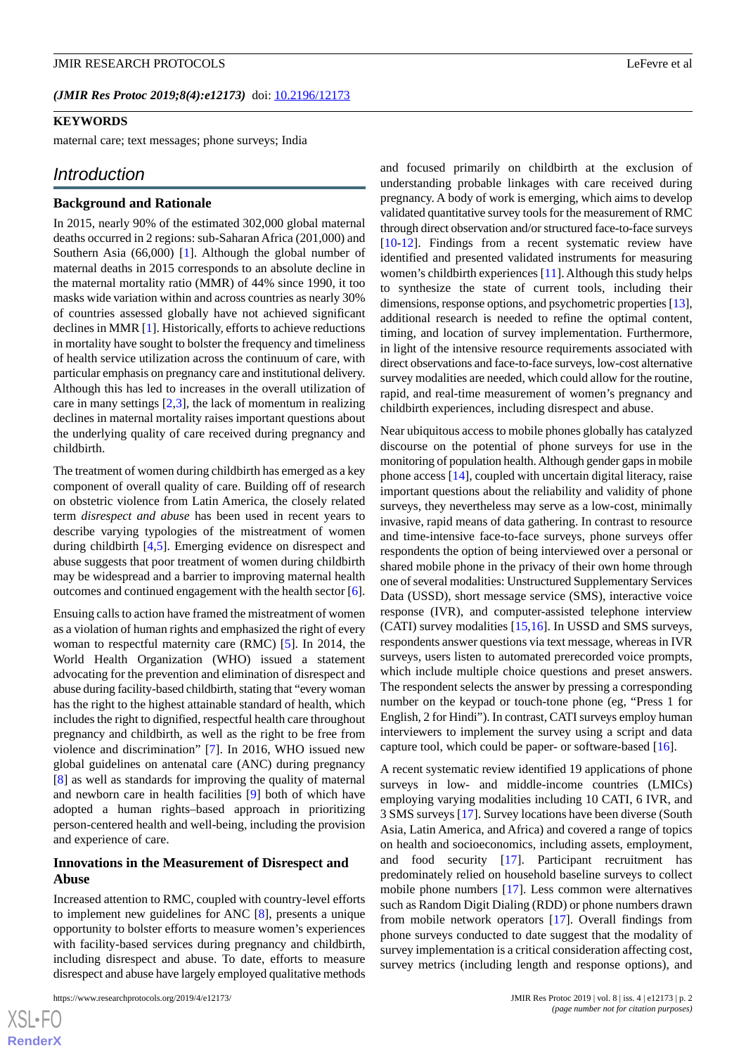*(JMIR Res Protoc 2019;8(4):e12173)* doi: 10.2196/12173

### KEYWORDS

maternal care; text messages; phone surveys; India

## Introduction

### Background and Rationale

In 2015, nearly 90% of the estimated 302,000 global maternal deaths occurred in 2 regions: sub-Saharan Africa (201,000) and Southern Asia (66,000) [1]. Although the global number of maternal deaths in 2015 corresponds to an absolute decline in the maternal mortality ratio (MMR) of 44% since 1990, it too masks wide variation within and across countries as nearly 30% of countries assessed globally have not achieved significant declines in MMR [1]. Historically, efforts to achieve reductions in mortality have sought to bolster the frequency and timeliness of health service utilization across the continuum of care, with particular emphasis on pregnancy care and institutional delivery. Although this has led to increases in the overall utilization of care in many settings [2,3], the lack of momentum in realizing declines in maternal mortality raises important questions about the underlying quality of care received during pregnancy and childbirth.

The treatment of women during childbirth has emerged as a key component of overall quality of care. Building off of research on obstetric violence from Latin America, the closely related term *disrespect and abuse* has been used in recent years to describe varying typologies of the mistreatment of women during childbirth [4,5]. Emerging evidence on disrespect and abuse suggests that poor treatment of women during childbirth may be widespread and a barrier to improving maternal health outcomes and continued engagement with the health sector [6].

Ensuing calls to action have framed the mistreatment of women as a violation of human rights and emphasized the right of every woman to respectful maternity care (RMC) [5]. In 2014, the World Health Organization (WHO) issued a statement advocating for the prevention and elimination of disrespect and abuse during facility-based childbirth, stating that "every woman has the right to the highest attainable standard of health, which includes the right to dignified, respectful health care throughout pregnancy and childbirth, as well as the right to be free from violence and discrimination" [7]. In 2016, WHO issued new global guidelines on antenatal care (ANC) during pregnancy [8] as well as standards for improving the quality of maternal and newborn care in health facilities [9] both of which have adopted a human rights–based approach in prioritizing person-centered health and well-being, including the provision and experience of care.

### Innovations in the Measurement of Disrespect and Abuse

Increased attention to RMC, coupled with country-level efforts to implement new guidelines for ANC [8], presents a unique opportunity to bolster efforts to measure women's experiences with facility-based services during pregnancy and childbirth, including disrespect and abuse. To date, efforts to measure disrespect and abuse have largely employed qualitative methods and focused primarily on childbirth at the exclusion of understanding probable linkages with care received during pregnancy. A body of work is emerging, which aims to develop validated quantitative survey tools for the measurement of RMC through direct observation and/or structured face-to-face surveys [10-12]. Findings from a recent systematic review have identified and presented validated instruments for measuring women's childbirth experiences [11]. Although this study helps to synthesize the state of current tools, including their dimensions, response options, and psychometric properties [13], additional research is needed to refine the optimal content, timing, and location of survey implementation. Furthermore, in light of the intensive resource requirements associated with direct observations and face-to-face surveys, low-cost alternative survey modalities are needed, which could allow for the routine, rapid, and real-time measurement of women's pregnancy and childbirth experiences, including disrespect and abuse.

Near ubiquitous access to mobile phones globally has catalyzed discourse on the potential of phone surveys for use in the monitoring of population health. Although gender gaps in mobile phone access [14], coupled with uncertain digital literacy, raise important questions about the reliability and validity of phone surveys, they nevertheless may serve as a low-cost, minimally invasive, rapid means of data gathering. In contrast to resource and time-intensive face-to-face surveys, phone surveys offer respondents the option of being interviewed over a personal or shared mobile phone in the privacy of their own home through one of several modalities: Unstructured Supplementary Services Data (USSD), short message service (SMS), interactive voice response (IVR), and computer-assisted telephone interview (CATI) survey modalities [15,16]. In USSD and SMS surveys, respondents answer questions via text message, whereas in IVR surveys, users listen to automated prerecorded voice prompts, which include multiple choice questions and preset answers. The respondent selects the answer by pressing a corresponding number on the keypad or touch-tone phone (eg, "Press 1 for English, 2 for Hindi"). In contrast, CATI surveys employ human interviewers to implement the survey using a script and data capture tool, which could be paper- or software-based [16].

A recent systematic review identified 19 applications of phone surveys in low- and middle-income countries (LMICs) employing varying modalities including 10 CATI, 6 IVR, and 3 SMS surveys [17]. Survey locations have been diverse (South Asia, Latin America, and Africa) and covered a range of topics on health and socioeconomics, including assets, employment, and food security [17]. Participant recruitment has predominately relied on household baseline surveys to collect mobile phone numbers [17]. Less common were alternatives such as Random Digit Dialing (RDD) or phone numbers drawn from mobile network operators [17]. Overall findings from phone surveys conducted to date suggest that the modality of survey implementation is a critical consideration affecting cost, survey metrics (including length and response options), and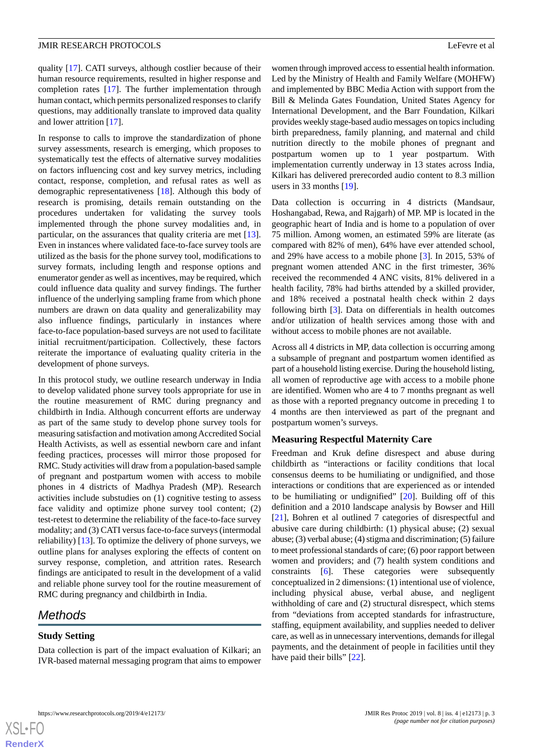quality [17]. CATI surveys, although costlier because of their human resource requirements, resulted in higher response and completion rates [17]. The further implementation through human contact, which permits personalized responses to clarify questions, may additionally translate to improved data quality and lower attrition [17].

In response to calls to improve the standardization of phone survey assessments, research is emerging, which proposes to systematically test the effects of alternative survey modalities on factors influencing cost and key survey metrics, including contact, response, completion, and refusal rates as well as demographic representativeness [18]. Although this body of research is promising, details remain outstanding on the procedures undertaken for validating the survey tools implemented through the phone survey modalities and, in particular, on the assurances that quality criteria are met [13]. Even in instances where validated face-to-face survey tools are utilized as the basis for the phone survey tool, modifications to survey formats, including length and response options and enumerator gender as well as incentives, may be required, which could influence data quality and survey findings. The further influence of the underlying sampling frame from which phone numbers are drawn on data quality and generalizability may also influence findings, particularly in instances where face-to-face population-based surveys are not used to facilitate initial recruitment/participation. Collectively, these factors reiterate the importance of evaluating quality criteria in the development of phone surveys.

In this protocol study, we outline research underway in India to develop validated phone survey tools appropriate for use in the routine measurement of RMC during pregnancy and childbirth in India. Although concurrent efforts are underway as part of the same study to develop phone survey tools for measuring satisfaction and motivation among Accredited Social Health Activists, as well as essential newborn care and infant feeding practices, processes will mirror those proposed for RMC. Study activities will draw from a population-based sample of pregnant and postpartum women with access to mobile phones in 4 districts of Madhya Pradesh (MP). Research activities include substudies on (1) cognitive testing to assess face validity and optimize phone survey tool content; (2) test-retest to determine the reliability of the face-to-face survey modality; and (3) CATI versus face-to-face surveys (intermodal reliability) [13]. To optimize the delivery of phone surveys, we outline plans for analyses exploring the effects of content on survey response, completion, and attrition rates. Research findings are anticipated to result in the development of a valid and reliable phone survey tool for the routine measurement of RMC during pregnancy and childbirth in India.

## Methods

### Study Setting

Data collection is part of the impact evaluation of Kilkari; an IVR-based maternal messaging program that aims to empower women through improved access to essential health information. Led by the Ministry of Health and Family Welfare (MOHFW) and implemented by BBC Media Action with support from the Bill & Melinda Gates Foundation, United States Agency for International Development, and the Barr Foundation, Kilkari provides weekly stage-based audio messages on topics including birth preparedness, family planning, and maternal and child nutrition directly to the mobile phones of pregnant and postpartum women up to 1 year postpartum. With implementation currently underway in 13 states across India, Kilkari has delivered prerecorded audio content to 8.3 million users in 33 months [19].

Data collection is occurring in 4 districts (Mandsaur, Hoshangabad, Rewa, and Rajgarh) of MP. MP is located in the geographic heart of India and is home to a population of over 75 million. Among women, an estimated 59% are literate (as compared with 82% of men), 64% have ever attended school, and 29% have access to a mobile phone [3]. In 2015, 53% of pregnant women attended ANC in the first trimester, 36% received the recommended 4 ANC visits, 81% delivered in a health facility, 78% had births attended by a skilled provider, and 18% received a postnatal health check within 2 days following birth [3]. Data on differentials in health outcomes and/or utilization of health services among those with and without access to mobile phones are not available.

Across all 4 districts in MP, data collection is occurring among a subsample of pregnant and postpartum women identified as part of a household listing exercise. During the household listing, all women of reproductive age with access to a mobile phone are identified. Women who are 4 to 7 months pregnant as well as those with a reported pregnancy outcome in preceding 1 to 4 months are then interviewed as part of the pregnant and postpartum women's surveys.

### Measuring Respectful Maternity Care

Freedman and Kruk define disrespect and abuse during childbirth as "interactions or facility conditions that local consensus deems to be humiliating or undignified, and those interactions or conditions that are experienced as or intended to be humiliating or undignified" [20]. Building off of this definition and a 2010 landscape analysis by Bowser and Hill [21], Bohren et al outlined 7 categories of disrespectful and abusive care during childbirth: (1) physical abuse; (2) sexual abuse; (3) verbal abuse; (4) stigma and discrimination; (5) failure to meet professional standards of care; (6) poor rapport between women and providers; and (7) health system conditions and constraints [6]. These categories were subsequently conceptualized in 2 dimensions: (1) intentional use of violence, including physical abuse, verbal abuse, and negligent withholding of care and (2) structural disrespect, which stems from "deviations from accepted standards for infrastructure, staffing, equipment availability, and supplies needed to deliver care, as well as in unnecessary interventions, demands for illegal payments, and the detainment of people in facilities until they have paid their bills" [22].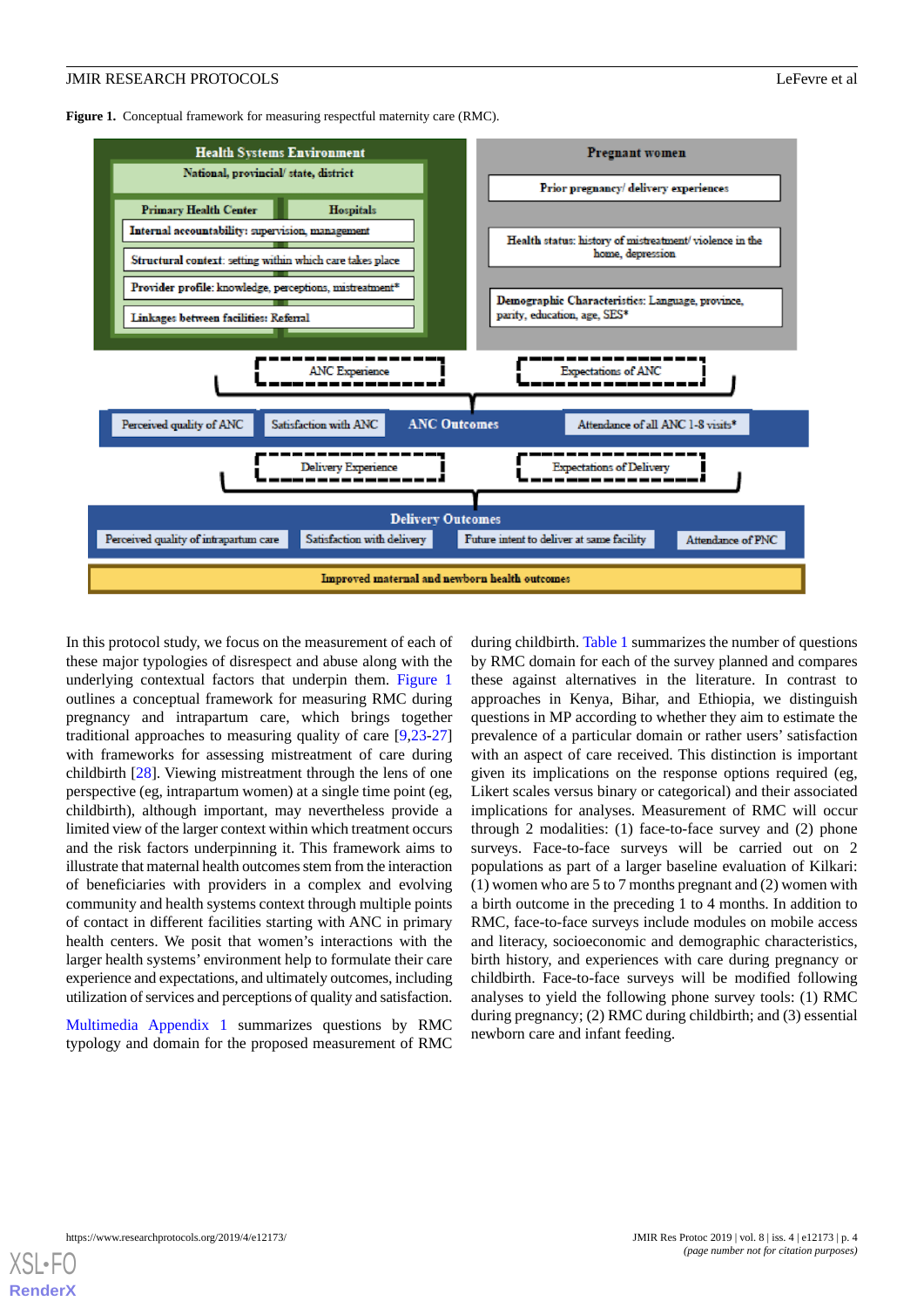**Figure 1.** Conceptual framework for measuring respectful maternity care (RMC).

In this protocol study, we focus on the measurement of each of these major typologies of disrespect and abuse along with the underlying contextual factors that underpin them. Figure 1 outlines a conceptual framework for measuring RMC during pregnancy and intrapartum care, which brings together traditional approaches to measuring quality of care [9,23-27] with frameworks for assessing mistreatment of care during childbirth [28]. Viewing mistreatment through the lens of one perspective (eg, intrapartum women) at a single time point (eg, childbirth), although important, may nevertheless provide a limited view of the larger context within which treatment occurs and the risk factors underpinning it. This framework aims to illustrate that maternal health outcomes stem from the interaction of beneficiaries with providers in a complex and evolving community and health systems context through multiple points of contact in different facilities starting with ANC in primary health centers. We posit that women's interactions with the larger health systems' environment help to formulate their care experience and expectations, and ultimately outcomes, including utilization of services and perceptions of quality and satisfaction.

Multimedia Appendix 1 summarizes questions by RMC typology and domain for the proposed measurement of RMC during childbirth. Table 1 summarizes the number of questions by RMC domain for each of the survey planned and compares these against alternatives in the literature. In contrast to approaches in Kenya, Bihar, and Ethiopia, we distinguish questions in MP according to whether they aim to estimate the prevalence of a particular domain or rather users' satisfaction with an aspect of care received. This distinction is important given its implications on the response options required (eg, Likert scales versus binary or categorical) and their associated implications for analyses. Measurement of RMC will occur through 2 modalities: (1) face-to-face survey and (2) phone surveys. Face-to-face surveys will be carried out on 2 populations as part of a larger baseline evaluation of Kilkari: (1) women who are 5 to 7 months pregnant and (2) women with a birth outcome in the preceding 1 to 4 months. In addition to RMC, face-to-face surveys include modules on mobile access and literacy, socioeconomic and demographic characteristics, birth history, and experiences with care during pregnancy or childbirth. Face-to-face surveys will be modified following analyses to yield the following phone survey tools: (1) RMC during pregnancy; (2) RMC during childbirth; and (3) essential newborn care and infant feeding.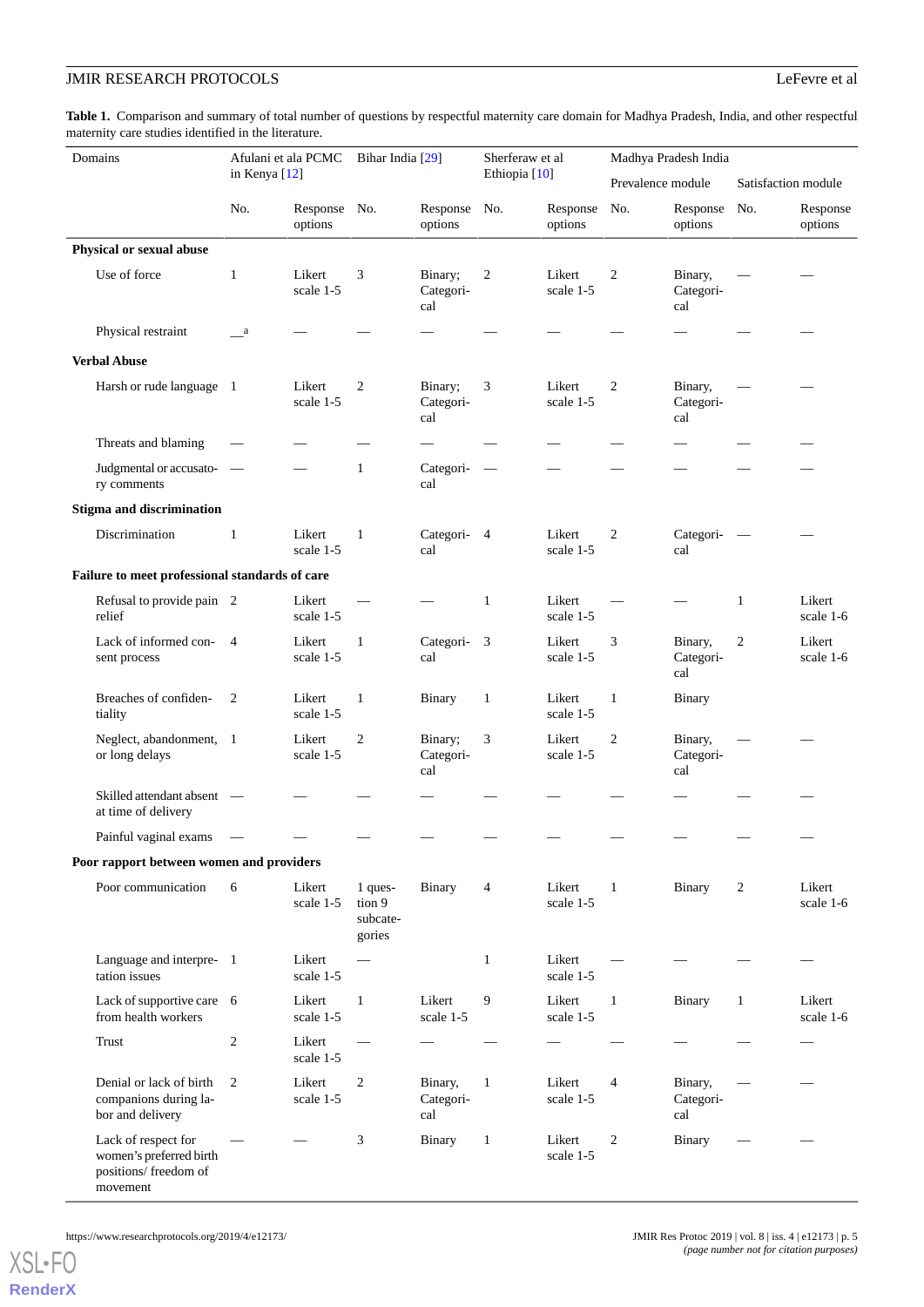**Table 1.** Comparison and summary of total number of questions by respectful maternity care domain for Madhya Pradesh, India, and other respectful maternity care studies identified in the literature.

| Domains | Afulani et ala PCMC in Kenya [12] | | Bihar India [29] | | Sherferaw et al Ethiopia [10] | | Madhya Pradesh India | | | |
|---|---|---|---|---|---|---|---|---|---|---|
| | | | | | | | Prevalence module | | Satisfaction module | |
| | No. | Response options | No. | Response options | No. | Response options | No. | Response options | No. | Response options |
| **Physical or sexual abuse** | | | | | | | | | | |
| Use of force | 1 | Likert scale 1-5 | 3 | Binary; Categorical | 2 | Likert scale 1-5 | 2 | Binary, Categorical | — | — |
| Physical restraint | __[a] | — | — | — | — | — | — | — | — | — |
| **Verbal Abuse** | | | | | | | | | | |
| Harsh or rude language | 1 | Likert scale 1-5 | 2 | Binary; Categorical | 3 | Likert scale 1-5 | 2 | Binary, Categorical | — | — |
| Threats and blaming | — | — | — | — | — | — | — | — | — | — |
| Judgmental or accusatory comments | — | — | 1 | Categorical | — | — | — | — | — | — |
| **Stigma and discrimination** | | | | | | | | | | |
| Discrimination | 1 | Likert scale 1-5 | 1 | Categorical | 4 | Likert scale 1-5 | 2 | Categorical | — | — |
| **Failure to meet professional standards of care** | | | | | | | | | | |
| Refusal to provide pain relief | 2 | Likert scale 1-5 | — | — | 1 | Likert scale 1-5 | — | — | 1 | Likert scale 1-6 |
| Lack of informed consent process | 4 | Likert scale 1-5 | 1 | Categorical | 3 | Likert scale 1-5 | 3 | Binary, Categorical | 2 | Likert scale 1-6 |
| Breaches of confidentiality | 2 | Likert scale 1-5 | 1 | Binary | 1 | Likert scale 1-5 | 1 | Binary | | |
| Neglect, abandonment, or long delays | 1 | Likert scale 1-5 | 2 | Binary; Categorical | 3 | Likert scale 1-5 | 2 | Binary, Categorical | — | — |
| Skilled attendant absent at time of delivery | — | — | — | — | — | — | — | — | — | — |
| Painful vaginal exams | — | — | — | — | — | — | — | — | — | — |
| **Poor rapport between women and providers** | | | | | | | | | | |
| Poor communication | 6 | Likert scale 1-5 | 1 question 9 subcategories | Binary | 4 | Likert scale 1-5 | 1 | Binary | 2 | Likert scale 1-6 |
| Language and interpretation issues | 1 | Likert scale 1-5 | — | | 1 | Likert scale 1-5 | — | — | — | — |
| Lack of supportive care from health workers | 6 | Likert scale 1-5 | 1 | Likert scale 1-5 | 9 | Likert scale 1-5 | 1 | Binary | 1 | Likert scale 1-6 |
| Trust | 2 | Likert scale 1-5 | — | — | — | — | — | — | — | — |
| Denial or lack of birth companions during labor and delivery | 2 | Likert scale 1-5 | 2 | Binary, Categorical | 1 | Likert scale 1-5 | 4 | Binary, Categorical | — | — |
| Lack of respect for women's preferred birth positions/ freedom of movement | — | — | 3 | Binary | 1 | Likert scale 1-5 | 2 | Binary | — | — |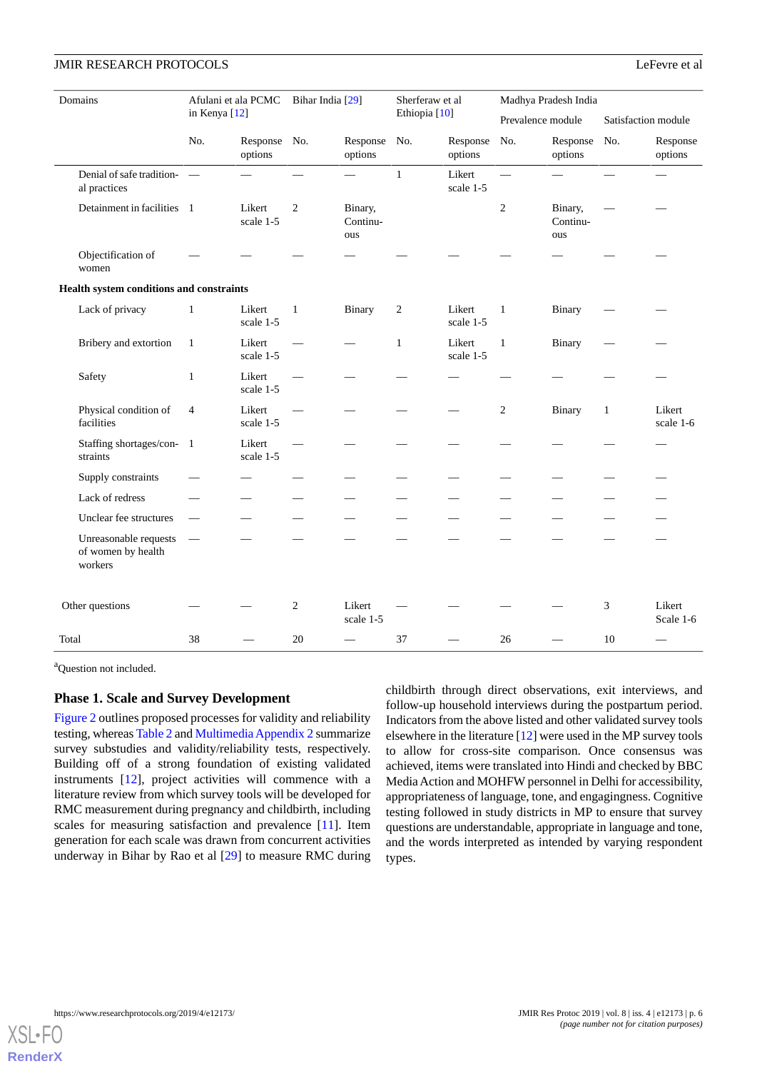| Domains | Afulani et ala PCMC in Kenya [12] | | Bihar India [29] | | Sherferaw et al Ethiopia [10] | | Madhya Pradesh India | | | |
|---|---|---|---|---|---|---|---|---|---|---|
| | | | | | | | Prevalence module | | Satisfaction module | |
| | No. | Response options | No. | Response options | No. | Response options | No. | Response options | No. | Response options |
| Denial of safe traditional practices | — | — | — | — | 1 | Likert scale 1-5 | — | — | — | — |
| Detainment in facilities | 1 | Likert scale 1-5 | 2 | Binary, Continuous | | | 2 | Binary, Continuous | — | — |
| Objectification of women | — | — | — | — | — | — | — | — | — | — |
| **Health system conditions and constraints** | | | | | | | | | | |
| Lack of privacy | 1 | Likert scale 1-5 | 1 | Binary | 2 | Likert scale 1-5 | 1 | Binary | — | — |
| Bribery and extortion | 1 | Likert scale 1-5 | — | — | 1 | Likert scale 1-5 | 1 | Binary | — | — |
| Safety | 1 | Likert scale 1-5 | — | — | — | — | — | — | — | — |
| Physical condition of facilities | 4 | Likert scale 1-5 | — | — | — | — | 2 | Binary | 1 | Likert scale 1-6 |
| Staffing shortages/constraints | 1 | Likert scale 1-5 | — | — | — | — | — | — | — | — |
| Supply constraints | — | — | — | — | — | — | — | — | — | — |
| Lack of redress | — | — | — | — | — | — | — | — | — | — |
| Unclear fee structures | — | — | — | — | — | — | — | — | — | — |
| Unreasonable requests of women by health workers | — | — | — | — | — | — | — | — | — | — |
| Other questions | — | — | 2 | Likert scale 1-5 | — | — | — | — | 3 | Likert Scale 1-6 |
| Total | 38 | — | 20 | — | 37 | — | 26 | — | 10 | — |

[a]Question not included.

### Phase 1. Scale and Survey Development

Figure 2 outlines proposed processes for validity and reliability testing, whereas Table 2 and Multimedia Appendix 2 summarize survey substudies and validity/reliability tests, respectively. Building off of a strong foundation of existing validated instruments [12], project activities will commence with a literature review from which survey tools will be developed for RMC measurement during pregnancy and childbirth, including scales for measuring satisfaction and prevalence [11]. Item generation for each scale was drawn from concurrent activities underway in Bihar by Rao et al [29] to measure RMC during childbirth through direct observations, exit interviews, and follow-up household interviews during the postpartum period. Indicators from the above listed and other validated survey tools elsewhere in the literature [12] were used in the MP survey tools to allow for cross-site comparison. Once consensus was achieved, items were translated into Hindi and checked by BBC Media Action and MOHFW personnel in Delhi for accessibility, appropriateness of language, tone, and engagingness. Cognitive testing followed in study districts in MP to ensure that survey questions are understandable, appropriate in language and tone, and the words interpreted as intended by varying respondent types.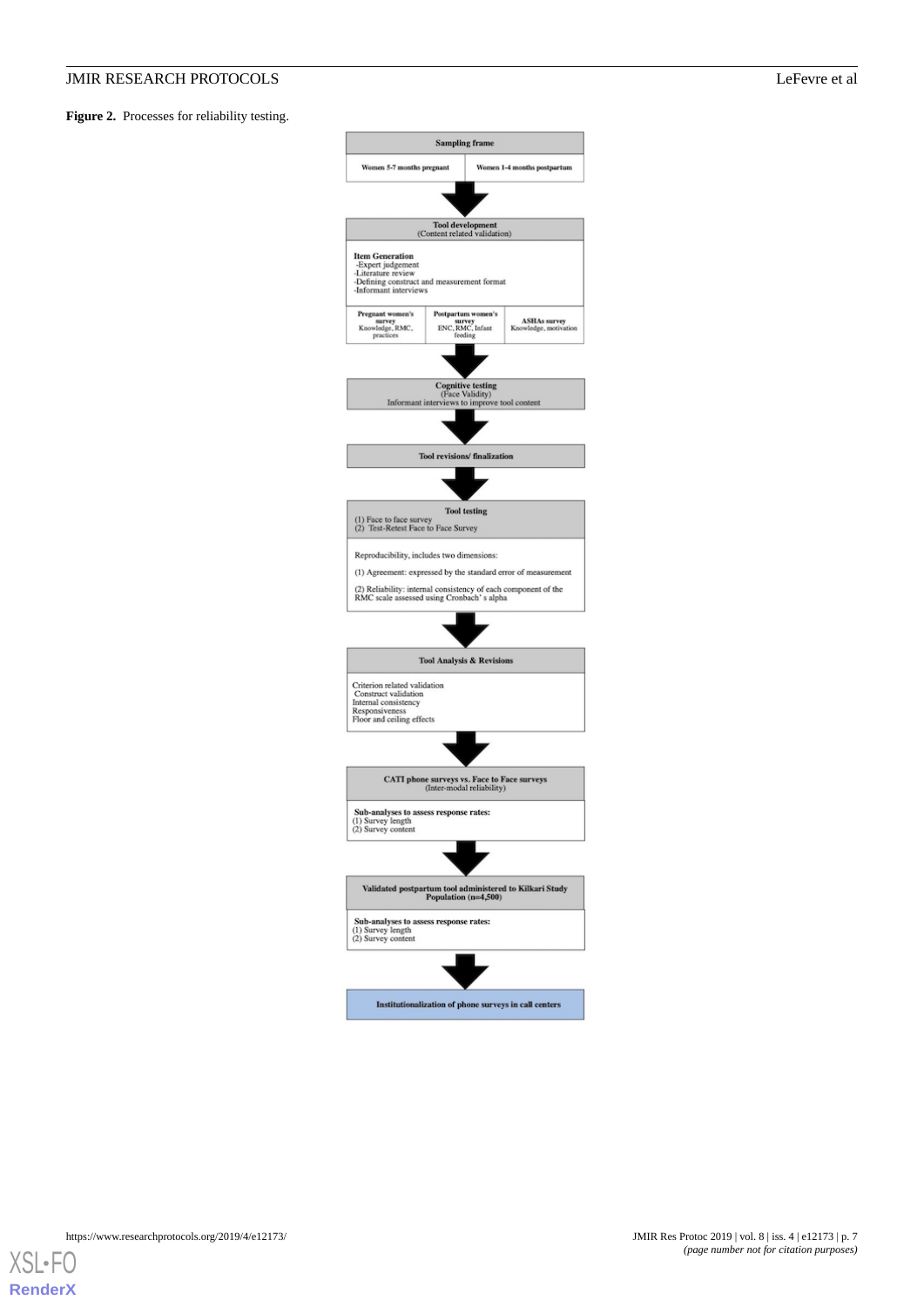**Figure 2.** Processes for reliability testing.

**Sampling frame**

| Women 5-7 months pregnant | Women 1-4 months postpartum |
|---|---|

**Tool development**
(Content related validation)

**Item Generation**
- Expert judgement
- Literature review
- Defining construct and measurement format
- Informant interviews

| Pregnant women's survey | Postpartum women's survey | ASHAs survey |
|---|---|---|
| Knowledge, RMC, practices | ENC, RMC, Infant feeding | Knowledge, motivation |

**Cognitive testing**
(Face Validity)
Informant interviews to improve tool content

**Tool revisions/ finalization**

**Tool testing**
(1) Face to face survey
(2) Test-Retest Face to Face Survey

Reproducibility, includes two dimensions:

(1) Agreement: expressed by the standard error of measurement

(2) Reliability: internal consistency of each component of the RMC scale assessed using Cronbach' s alpha

**Tool Analysis & Revisions**

Criterion related validation
Construct validation
Internal consistency
Responsiveness
Floor and ceiling effects

**CATI phone surveys vs. Face to Face surveys**
(Inter-modal reliability)

**Sub-analyses to assess response rates:**
(1) Survey length
(2) Survey content

**Validated postpartum tool administered to Kilkari Study Population (n=4,500)**

**Sub-analyses to assess response rates:**
(1) Survey length
(2) Survey content

**Institutionalization of phone surveys in call centers**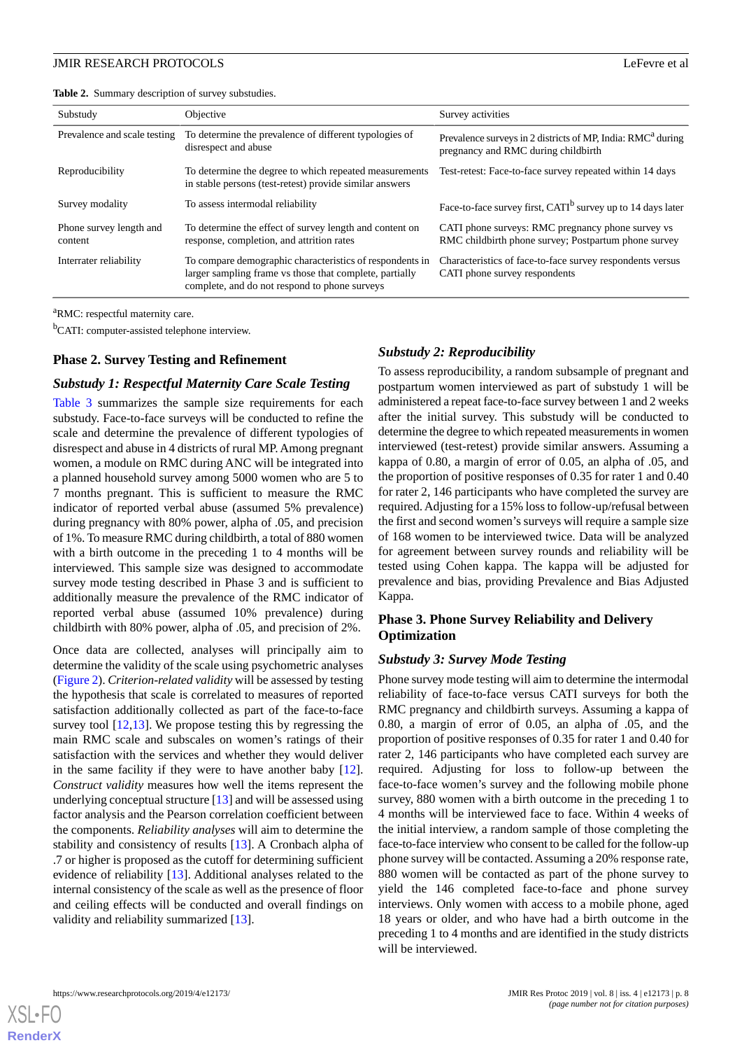**Table 2.** Summary description of survey substudies.

| Substudy | Objective | Survey activities |
|---|---|---|
| Prevalence and scale testing | To determine the prevalence of different typologies of disrespect and abuse | Prevalence surveys in 2 districts of MP, India: RMC[a] during pregnancy and RMC during childbirth |
| Reproducibility | To determine the degree to which repeated measurements in stable persons (test-retest) provide similar answers | Test-retest: Face-to-face survey repeated within 14 days |
| Survey modality | To assess intermodal reliability | Face-to-face survey first, CATI[b] survey up to 14 days later |
| Phone survey length and content | To determine the effect of survey length and content on response, completion, and attrition rates | CATI phone surveys: RMC pregnancy phone survey vs RMC childbirth phone survey; Postpartum phone survey |
| Interrater reliability | To compare demographic characteristics of respondents in larger sampling frame vs those that complete, partially complete, and do not respond to phone surveys | Characteristics of face-to-face survey respondents versus CATI phone survey respondents |

[a]RMC: respectful maternity care.

[b]CATI: computer-assisted telephone interview.

## Phase 2. Survey Testing and Refinement

### Substudy 1: Respectful Maternity Care Scale Testing

Table 3 summarizes the sample size requirements for each substudy. Face-to-face surveys will be conducted to refine the scale and determine the prevalence of different typologies of disrespect and abuse in 4 districts of rural MP. Among pregnant women, a module on RMC during ANC will be integrated into a planned household survey among 5000 women who are 5 to 7 months pregnant. This is sufficient to measure the RMC indicator of reported verbal abuse (assumed 5% prevalence) during pregnancy with 80% power, alpha of .05, and precision of 1%. To measure RMC during childbirth, a total of 880 women with a birth outcome in the preceding 1 to 4 months will be interviewed. This sample size was designed to accommodate survey mode testing described in Phase 3 and is sufficient to additionally measure the prevalence of the RMC indicator of reported verbal abuse (assumed 10% prevalence) during childbirth with 80% power, alpha of .05, and precision of 2%.

Once data are collected, analyses will principally aim to determine the validity of the scale using psychometric analyses (Figure 2). *Criterion-related validity* will be assessed by testing the hypothesis that scale is correlated to measures of reported satisfaction additionally collected as part of the face-to-face survey tool [12,13]. We propose testing this by regressing the main RMC scale and subscales on women's ratings of their satisfaction with the services and whether they would deliver in the same facility if they were to have another baby [12]. *Construct validity* measures how well the items represent the underlying conceptual structure [13] and will be assessed using factor analysis and the Pearson correlation coefficient between the components. *Reliability analyses* will aim to determine the stability and consistency of results [13]. A Cronbach alpha of .7 or higher is proposed as the cutoff for determining sufficient evidence of reliability [13]. Additional analyses related to the internal consistency of the scale as well as the presence of floor and ceiling effects will be conducted and overall findings on validity and reliability summarized [13].

### Substudy 2: Reproducibility

To assess reproducibility, a random subsample of pregnant and postpartum women interviewed as part of substudy 1 will be administered a repeat face-to-face survey between 1 and 2 weeks after the initial survey. This substudy will be conducted to determine the degree to which repeated measurements in women interviewed (test-retest) provide similar answers. Assuming a kappa of 0.80, a margin of error of 0.05, an alpha of .05, and the proportion of positive responses of 0.35 for rater 1 and 0.40 for rater 2, 146 participants who have completed the survey are required. Adjusting for a 15% loss to follow-up/refusal between the first and second women's surveys will require a sample size of 168 women to be interviewed twice. Data will be analyzed for agreement between survey rounds and reliability will be tested using Cohen kappa. The kappa will be adjusted for prevalence and bias, providing Prevalence and Bias Adjusted Kappa.

## Phase 3. Phone Survey Reliability and Delivery Optimization

### Substudy 3: Survey Mode Testing

Phone survey mode testing will aim to determine the intermodal reliability of face-to-face versus CATI surveys for both the RMC pregnancy and childbirth surveys. Assuming a kappa of 0.80, a margin of error of 0.05, an alpha of .05, and the proportion of positive responses of 0.35 for rater 1 and 0.40 for rater 2, 146 participants who have completed each survey are required. Adjusting for loss to follow-up between the face-to-face women's survey and the following mobile phone survey, 880 women with a birth outcome in the preceding 1 to 4 months will be interviewed face to face. Within 4 weeks of the initial interview, a random sample of those completing the face-to-face interview who consent to be called for the follow-up phone survey will be contacted. Assuming a 20% response rate, 880 women will be contacted as part of the phone survey to yield the 146 completed face-to-face and phone survey interviews. Only women with access to a mobile phone, aged 18 years or older, and who have had a birth outcome in the preceding 1 to 4 months and are identified in the study districts will be interviewed.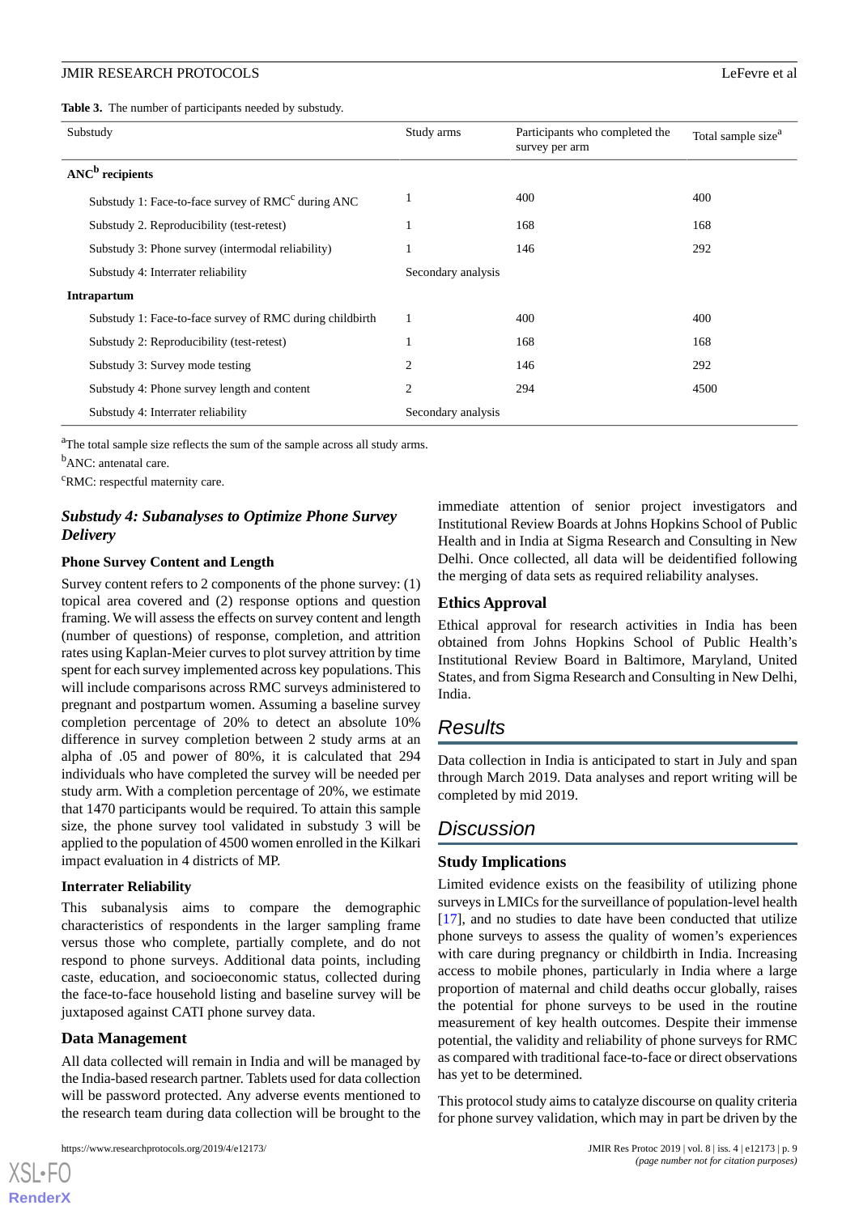**Table 3.** The number of participants needed by substudy.

| Substudy | Study arms | Participants who completed the survey per arm | Total sample size[a] |
|---|---|---|---|
| **ANC[b] recipients** | | | |
| Substudy 1: Face-to-face survey of RMC[c] during ANC | 1 | 400 | 400 |
| Substudy 2. Reproducibility (test-retest) | 1 | 168 | 168 |
| Substudy 3: Phone survey (intermodal reliability) | 1 | 146 | 292 |
| Substudy 4: Interrater reliability | Secondary analysis | | |
| **Intrapartum** | | | |
| Substudy 1: Face-to-face survey of RMC during childbirth | 1 | 400 | 400 |
| Substudy 2: Reproducibility (test-retest) | 1 | 168 | 168 |
| Substudy 3: Survey mode testing | 2 | 146 | 292 |
| Substudy 4: Phone survey length and content | 2 | 294 | 4500 |
| Substudy 4: Interrater reliability | Secondary analysis | | |

[a]The total sample size reflects the sum of the sample across all study arms.

[b]ANC: antenatal care.

[c]RMC: respectful maternity care.

### *Substudy 4: Subanalyses to Optimize Phone Survey Delivery*

#### Phone Survey Content and Length

Survey content refers to 2 components of the phone survey: (1) topical area covered and (2) response options and question framing. We will assess the effects on survey content and length (number of questions) of response, completion, and attrition rates using Kaplan-Meier curves to plot survey attrition by time spent for each survey implemented across key populations. This will include comparisons across RMC surveys administered to pregnant and postpartum women. Assuming a baseline survey completion percentage of 20% to detect an absolute 10% difference in survey completion between 2 study arms at an alpha of .05 and power of 80%, it is calculated that 294 individuals who have completed the survey will be needed per study arm. With a completion percentage of 20%, we estimate that 1470 participants would be required. To attain this sample size, the phone survey tool validated in substudy 3 will be applied to the population of 4500 women enrolled in the Kilkari impact evaluation in 4 districts of MP.

#### Interrater Reliability

This subanalysis aims to compare the demographic characteristics of respondents in the larger sampling frame versus those who complete, partially complete, and do not respond to phone surveys. Additional data points, including caste, education, and socioeconomic status, collected during the face-to-face household listing and baseline survey will be juxtaposed against CATI phone survey data.

### Data Management

All data collected will remain in India and will be managed by the India-based research partner. Tablets used for data collection will be password protected. Any adverse events mentioned to the research team during data collection will be brought to the immediate attention of senior project investigators and Institutional Review Boards at Johns Hopkins School of Public Health and in India at Sigma Research and Consulting in New Delhi. Once collected, all data will be deidentified following the merging of data sets as required reliability analyses.

### Ethics Approval

Ethical approval for research activities in India has been obtained from Johns Hopkins School of Public Health's Institutional Review Board in Baltimore, Maryland, United States, and from Sigma Research and Consulting in New Delhi, India.

## *Results*

Data collection in India is anticipated to start in July and span through March 2019. Data analyses and report writing will be completed by mid 2019.

## *Discussion*

### Study Implications

Limited evidence exists on the feasibility of utilizing phone surveys in LMICs for the surveillance of population-level health [17], and no studies to date have been conducted that utilize phone surveys to assess the quality of women's experiences with care during pregnancy or childbirth in India. Increasing access to mobile phones, particularly in India where a large proportion of maternal and child deaths occur globally, raises the potential for phone surveys to be used in the routine measurement of key health outcomes. Despite their immense potential, the validity and reliability of phone surveys for RMC as compared with traditional face-to-face or direct observations has yet to be determined.

This protocol study aims to catalyze discourse on quality criteria for phone survey validation, which may in part be driven by the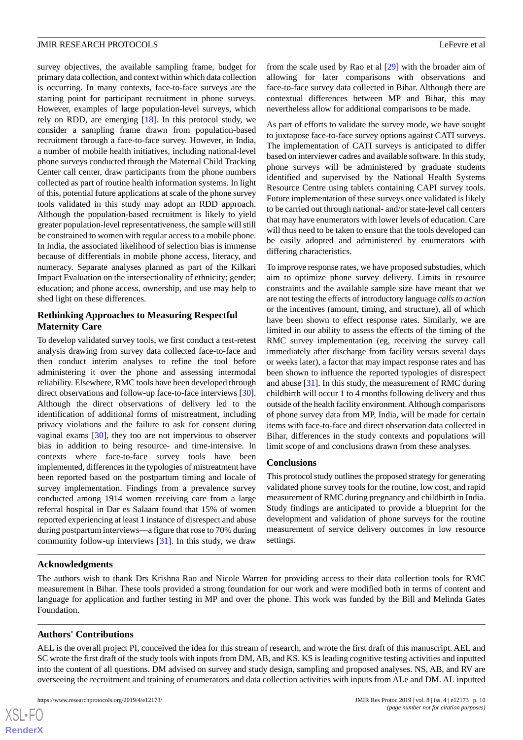survey objectives, the available sampling frame, budget for primary data collection, and context within which data collection is occurring. In many contexts, face-to-face surveys are the starting point for participant recruitment in phone surveys. However, examples of large population-level surveys, which rely on RDD, are emerging [18]. In this protocol study, we consider a sampling frame drawn from population-based recruitment through a face-to-face survey. However, in India, a number of mobile health initiatives, including national-level phone surveys conducted through the Maternal Child Tracking Center call center, draw participants from the phone numbers collected as part of routine health information systems. In light of this, potential future applications at scale of the phone survey tools validated in this study may adopt an RDD approach. Although the population-based recruitment is likely to yield greater population-level representativeness, the sample will still be constrained to women with regular access to a mobile phone. In India, the associated likelihood of selection bias is immense because of differentials in mobile phone access, literacy, and numeracy. Separate analyses planned as part of the Kilkari Impact Evaluation on the intersectionality of ethnicity; gender; education; and phone access, ownership, and use may help to shed light on these differences.

### Rethinking Approaches to Measuring Respectful Maternity Care

To develop validated survey tools, we first conduct a test-retest analysis drawing from survey data collected face-to-face and then conduct interim analyses to refine the tool before administering it over the phone and assessing intermodal reliability. Elsewhere, RMC tools have been developed through direct observations and follow-up face-to-face interviews [30]. Although the direct observations of delivery led to the identification of additional forms of mistreatment, including privacy violations and the failure to ask for consent during vaginal exams [30], they too are not impervious to observer bias in addition to being resource- and time-intensive. In contexts where face-to-face survey tools have been implemented, differences in the typologies of mistreatment have been reported based on the postpartum timing and locale of survey implementation. Findings from a prevalence survey conducted among 1914 women receiving care from a large referral hospital in Dar es Salaam found that 15% of women reported experiencing at least 1 instance of disrespect and abuse during postpartum interviews—a figure that rose to 70% during community follow-up interviews [31]. In this study, we draw from the scale used by Rao et al [29] with the broader aim of allowing for later comparisons with observations and face-to-face survey data collected in Bihar. Although there are contextual differences between MP and Bihar, this may nevertheless allow for additional comparisons to be made.

As part of efforts to validate the survey mode, we have sought to juxtapose face-to-face survey options against CATI surveys. The implementation of CATI surveys is anticipated to differ based on interviewer cadres and available software. In this study, phone surveys will be administered by graduate students identified and supervised by the National Health Systems Resource Centre using tablets containing CAPI survey tools. Future implementation of these surveys once validated is likely to be carried out through national- and/or state-level call centers that may have enumerators with lower levels of education. Care will thus need to be taken to ensure that the tools developed can be easily adopted and administered by enumerators with differing characteristics.

To improve response rates, we have proposed substudies, which aim to optimize phone survey delivery. Limits in resource constraints and the available sample size have meant that we are not testing the effects of introductory language *calls to action* or the incentives (amount, timing, and structure), all of which have been shown to effect response rates. Similarly, we are limited in our ability to assess the effects of the timing of the RMC survey implementation (eg, receiving the survey call immediately after discharge from facility versus several days or weeks later), a factor that may impact response rates and has been shown to influence the reported typologies of disrespect and abuse [31]. In this study, the measurement of RMC during childbirth will occur 1 to 4 months following delivery and thus outside of the health facility environment. Although comparisons of phone survey data from MP, India, will be made for certain items with face-to-face and direct observation data collected in Bihar, differences in the study contexts and populations will limit scope of and conclusions drawn from these analyses.

### Conclusions

This protocol study outlines the proposed strategy for generating validated phone survey tools for the routine, low cost, and rapid measurement of RMC during pregnancy and childbirth in India. Study findings are anticipated to provide a blueprint for the development and validation of phone surveys for the routine measurement of service delivery outcomes in low resource settings.

## Acknowledgments

The authors wish to thank Drs Krishna Rao and Nicole Warren for providing access to their data collection tools for RMC measurement in Bihar. These tools provided a strong foundation for our work and were modified both in terms of content and language for application and further testing in MP and over the phone. This work was funded by the Bill and Melinda Gates Foundation.

## Authors' Contributions

AEL is the overall project PI, conceived the idea for this stream of research, and wrote the first draft of this manuscript. AEL and SC wrote the first draft of the study tools with inputs from DM, AB, and KS. KS is leading cognitive testing activities and inputted into the content of all questions. DM advised on survey and study design, sampling and proposed analyses. NS, AB, and RV are overseeing the recruitment and training of enumerators and data collection activities with inputs from ALe and DM. AL inputted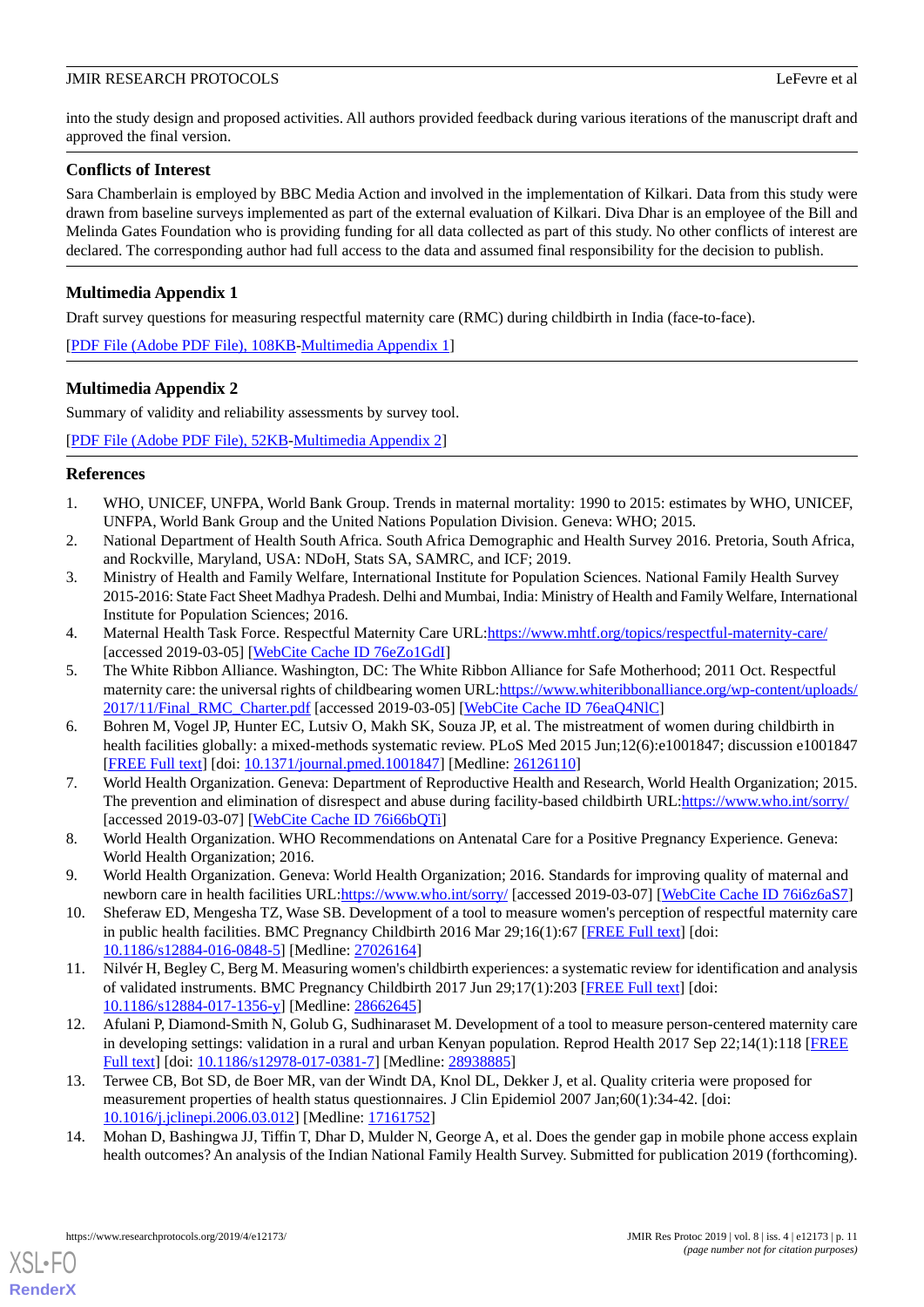into the study design and proposed activities. All authors provided feedback during various iterations of the manuscript draft and approved the final version.

## Conflicts of Interest

Sara Chamberlain is employed by BBC Media Action and involved in the implementation of Kilkari. Data from this study were drawn from baseline surveys implemented as part of the external evaluation of Kilkari. Diva Dhar is an employee of the Bill and Melinda Gates Foundation who is providing funding for all data collected as part of this study. No other conflicts of interest are declared. The corresponding author had full access to the data and assumed final responsibility for the decision to publish.

## Multimedia Appendix 1

Draft survey questions for measuring respectful maternity care (RMC) during childbirth in India (face-to-face).

[PDF File (Adobe PDF File), 108KB-Multimedia Appendix 1]

## Multimedia Appendix 2

Summary of validity and reliability assessments by survey tool.

[PDF File (Adobe PDF File), 52KB-Multimedia Appendix 2]

## References

1. WHO, UNICEF, UNFPA, World Bank Group. Trends in maternal mortality: 1990 to 2015: estimates by WHO, UNICEF, UNFPA, World Bank Group and the United Nations Population Division. Geneva: WHO; 2015.
2. National Department of Health South Africa. South Africa Demographic and Health Survey 2016. Pretoria, South Africa, and Rockville, Maryland, USA: NDoH, Stats SA, SAMRC, and ICF; 2019.
3. Ministry of Health and Family Welfare, International Institute for Population Sciences. National Family Health Survey 2015-2016: State Fact Sheet Madhya Pradesh. Delhi and Mumbai, India: Ministry of Health and Family Welfare, International Institute for Population Sciences; 2016.
4. Maternal Health Task Force. Respectful Maternity Care URL:https://www.mhtf.org/topics/respectful-maternity-care/ [accessed 2019-03-05] [WebCite Cache ID 76eZo1GdI]
5. The White Ribbon Alliance. Washington, DC: The White Ribbon Alliance for Safe Motherhood; 2011 Oct. Respectful maternity care: the universal rights of childbearing women URL:https://www.whiteribbonalliance.org/wp-content/uploads/2017/11/Final_RMC_Charter.pdf [accessed 2019-03-05] [WebCite Cache ID 76eaQ4NlC]
6. Bohren M, Vogel JP, Hunter EC, Lutsiv O, Makh SK, Souza JP, et al. The mistreatment of women during childbirth in health facilities globally: a mixed-methods systematic review. PLoS Med 2015 Jun;12(6):e1001847; discussion e1001847 [FREE Full text] [doi: 10.1371/journal.pmed.1001847] [Medline: 26126110]
7. World Health Organization. Geneva: Department of Reproductive Health and Research, World Health Organization; 2015. The prevention and elimination of disrespect and abuse during facility-based childbirth URL:https://www.who.int/sorry/ [accessed 2019-03-07] [WebCite Cache ID 76i66bQTi]
8. World Health Organization. WHO Recommendations on Antenatal Care for a Positive Pregnancy Experience. Geneva: World Health Organization; 2016.
9. World Health Organization. Geneva: World Health Organization; 2016. Standards for improving quality of maternal and newborn care in health facilities URL:https://www.who.int/sorry/ [accessed 2019-03-07] [WebCite Cache ID 76i6z6aS7]
10. Sheferaw ED, Mengesha TZ, Wase SB. Development of a tool to measure women's perception of respectful maternity care in public health facilities. BMC Pregnancy Childbirth 2016 Mar 29;16(1):67 [FREE Full text] [doi: 10.1186/s12884-016-0848-5] [Medline: 27026164]
11. Nilvér H, Begley C, Berg M. Measuring women's childbirth experiences: a systematic review for identification and analysis of validated instruments. BMC Pregnancy Childbirth 2017 Jun 29;17(1):203 [FREE Full text] [doi: 10.1186/s12884-017-1356-y] [Medline: 28662645]
12. Afulani P, Diamond-Smith N, Golub G, Sudhinaraset M. Development of a tool to measure person-centered maternity care in developing settings: validation in a rural and urban Kenyan population. Reprod Health 2017 Sep 22;14(1):118 [FREE Full text] [doi: 10.1186/s12978-017-0381-7] [Medline: 28938885]
13. Terwee CB, Bot SD, de Boer MR, van der Windt DA, Knol DL, Dekker J, et al. Quality criteria were proposed for measurement properties of health status questionnaires. J Clin Epidemiol 2007 Jan;60(1):34-42. [doi: 10.1016/j.jclinepi.2006.03.012] [Medline: 17161752]
14. Mohan D, Bashingwa JJ, Tiffin T, Dhar D, Mulder N, George A, et al. Does the gender gap in mobile phone access explain health outcomes? An analysis of the Indian National Family Health Survey. Submitted for publication 2019 (forthcoming).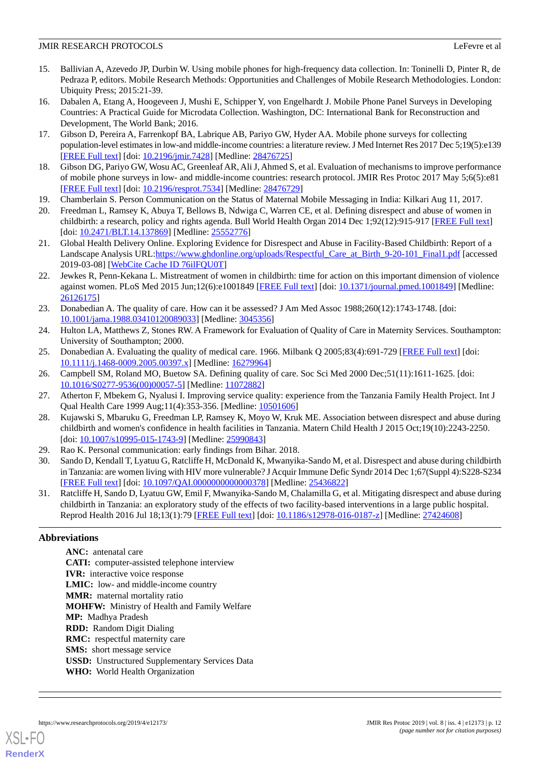15. Ballivian A, Azevedo JP, Durbin W. Using mobile phones for high-frequency data collection. In: Toninelli D, Pinter R, de Pedraza P, editors. Mobile Research Methods: Opportunities and Challenges of Mobile Research Methodologies. London: Ubiquity Press; 2015:21-39.
16. Dabalen A, Etang A, Hoogeveen J, Mushi E, Schipper Y, von Engelhardt J. Mobile Phone Panel Surveys in Developing Countries: A Practical Guide for Microdata Collection. Washington, DC: International Bank for Reconstruction and Development, The World Bank; 2016.
17. Gibson D, Pereira A, Farrenkopf BA, Labrique AB, Pariyo GW, Hyder AA. Mobile phone surveys for collecting population-level estimates in low-and middle-income countries: a literature review. J Med Internet Res 2017 Dec 5;19(5):e139 [FREE Full text] [doi: 10.2196/jmir.7428] [Medline: 28476725]
18. Gibson DG, Pariyo GW, Wosu AC, Greenleaf AR, Ali J, Ahmed S, et al. Evaluation of mechanisms to improve performance of mobile phone surveys in low- and middle-income countries: research protocol. JMIR Res Protoc 2017 May 5;6(5):e81 [FREE Full text] [doi: 10.2196/resprot.7534] [Medline: 28476729]
19. Chamberlain S. Person Communication on the Status of Maternal Mobile Messaging in India: Kilkari Aug 11, 2017.
20. Freedman L, Ramsey K, Abuya T, Bellows B, Ndwiga C, Warren CE, et al. Defining disrespect and abuse of women in childbirth: a research, policy and rights agenda. Bull World Health Organ 2014 Dec 1;92(12):915-917 [FREE Full text] [doi: 10.2471/BLT.14.137869] [Medline: 25552776]
21. Global Health Delivery Online. Exploring Evidence for Disrespect and Abuse in Facility-Based Childbirth: Report of a Landscape Analysis URL:https://www.ghdonline.org/uploads/Respectful_Care_at_Birth_9-20-101_Final1.pdf [accessed 2019-03-08] [WebCite Cache ID 76ilFQU0T]
22. Jewkes R, Penn-Kekana L. Mistreatment of women in childbirth: time for action on this important dimension of violence against women. PLoS Med 2015 Jun;12(6):e1001849 [FREE Full text] [doi: 10.1371/journal.pmed.1001849] [Medline: 26126175]
23. Donabedian A. The quality of care. How can it be assessed? J Am Med Assoc 1988;260(12):1743-1748. [doi: 10.1001/jama.1988.03410120089033] [Medline: 3045356]
24. Hulton LA, Matthews Z, Stones RW. A Framework for Evaluation of Quality of Care in Maternity Services. Southampton: University of Southampton; 2000.
25. Donabedian A. Evaluating the quality of medical care. 1966. Milbank Q 2005;83(4):691-729 [FREE Full text] [doi: 10.1111/j.1468-0009.2005.00397.x] [Medline: 16279964]
26. Campbell SM, Roland MO, Buetow SA. Defining quality of care. Soc Sci Med 2000 Dec;51(11):1611-1625. [doi: 10.1016/S0277-9536(00)00057-5] [Medline: 11072882]
27. Atherton F, Mbekem G, Nyalusi I. Improving service quality: experience from the Tanzania Family Health Project. Int J Qual Health Care 1999 Aug;11(4):353-356. [Medline: 10501606]
28. Kujawski S, Mbaruku G, Freedman LP, Ramsey K, Moyo W, Kruk ME. Association between disrespect and abuse during childbirth and women's confidence in health facilities in Tanzania. Matern Child Health J 2015 Oct;19(10):2243-2250. [doi: 10.1007/s10995-015-1743-9] [Medline: 25990843]
29. Rao K. Personal communication: early findings from Bihar. 2018.
30. Sando D, Kendall T, Lyatuu G, Ratcliffe H, McDonald K, Mwanyika-Sando M, et al. Disrespect and abuse during childbirth in Tanzania: are women living with HIV more vulnerable? J Acquir Immune Defic Syndr 2014 Dec 1;67(Suppl 4):S228-S234 [FREE Full text] [doi: 10.1097/QAI.0000000000000378] [Medline: 25436822]
31. Ratcliffe H, Sando D, Lyatuu GW, Emil F, Mwanyika-Sando M, Chalamilla G, et al. Mitigating disrespect and abuse during childbirth in Tanzania: an exploratory study of the effects of two facility-based interventions in a large public hospital. Reprod Health 2016 Jul 18;13(1):79 [FREE Full text] [doi: 10.1186/s12978-016-0187-z] [Medline: 27424608]

## Abbreviations

**ANC:** antenatal care
**CATI:** computer-assisted telephone interview
**IVR:** interactive voice response
**LMIC:** low- and middle-income country
**MMR:** maternal mortality ratio
**MOHFW:** Ministry of Health and Family Welfare
**MP:** Madhya Pradesh
**RDD:** Random Digit Dialing
**RMC:** respectful maternity care
**SMS:** short message service
**USSD:** Unstructured Supplementary Services Data
**WHO:** World Health Organization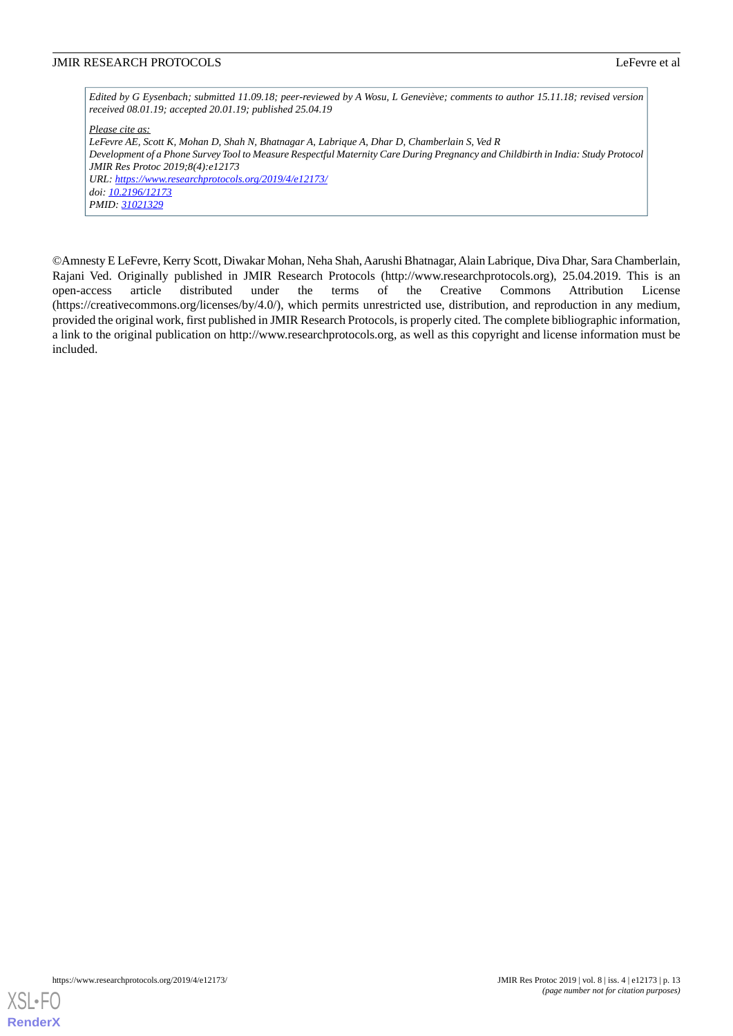*Edited by G Eysenbach; submitted 11.09.18; peer-reviewed by A Wosu, L Geneviève; comments to author 15.11.18; revised version received 08.01.19; accepted 20.01.19; published 25.04.19*

*Please cite as:*
*LeFevre AE, Scott K, Mohan D, Shah N, Bhatnagar A, Labrique A, Dhar D, Chamberlain S, Ved R*
*Development of a Phone Survey Tool to Measure Respectful Maternity Care During Pregnancy and Childbirth in India: Study Protocol*
*JMIR Res Protoc 2019;8(4):e12173*
*URL: https://www.researchprotocols.org/2019/4/e12173/*
*doi: 10.2196/12173*
*PMID: 31021329*

©Amnesty E LeFevre, Kerry Scott, Diwakar Mohan, Neha Shah, Aarushi Bhatnagar, Alain Labrique, Diva Dhar, Sara Chamberlain, Rajani Ved. Originally published in JMIR Research Protocols (http://www.researchprotocols.org), 25.04.2019. This is an open-access article distributed under the terms of the Creative Commons Attribution License (https://creativecommons.org/licenses/by/4.0/), which permits unrestricted use, distribution, and reproduction in any medium, provided the original work, first published in JMIR Research Protocols, is properly cited. The complete bibliographic information, a link to the original publication on http://www.researchprotocols.org, as well as this copyright and license information must be included.